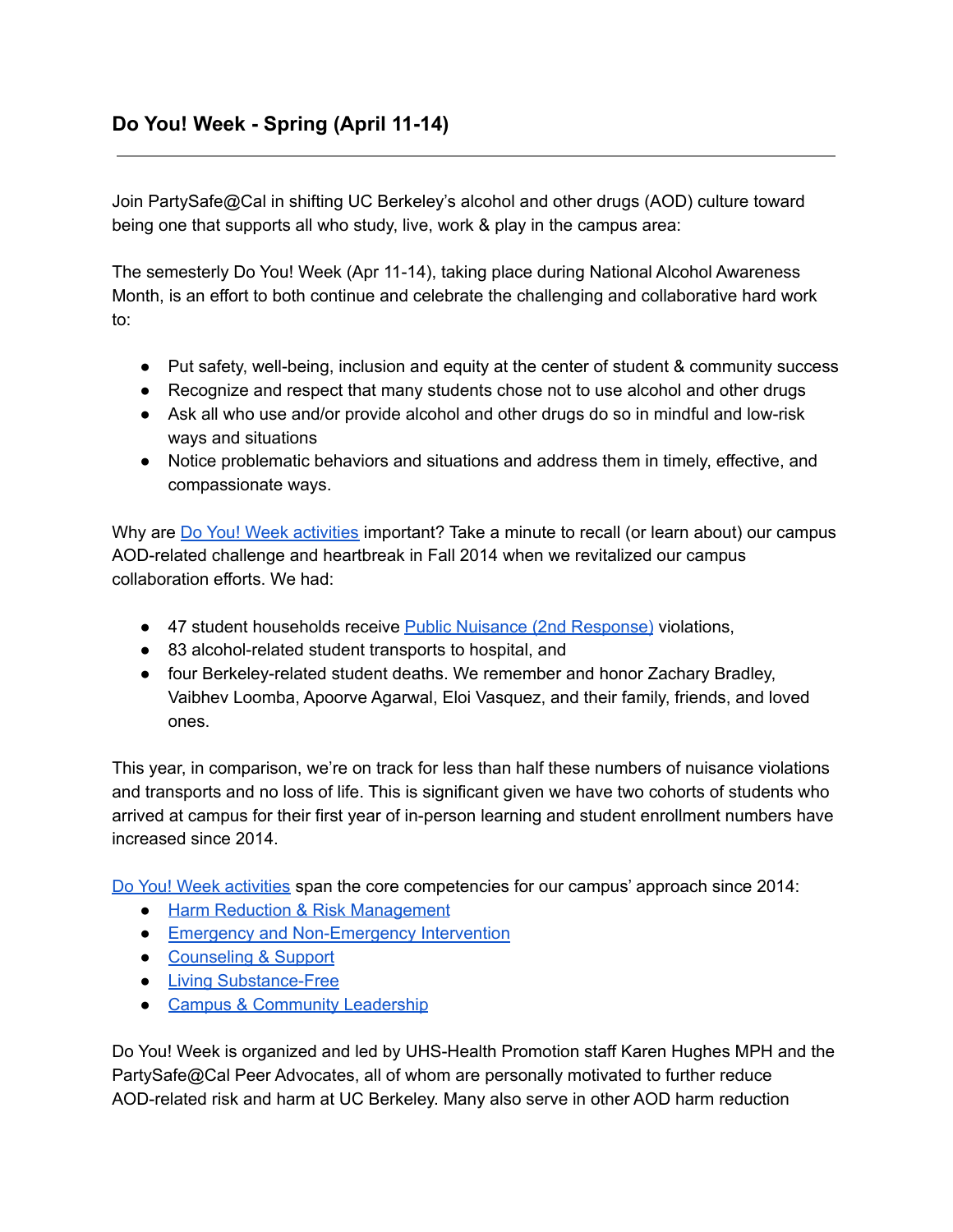## Do You! Week - Spring (April 11-14)

---

Join PartySafe@Cal in shifting UC Berkeley's alcohol and other drugs (AOD) culture toward being one that supports all who study, live, work & play in the campus area:

The semesterly Do You! Week (Apr 11-14), taking place during National Alcohol Awareness Month, is an effort to both continue and celebrate the challenging and collaborative hard work to:

- Put safety, well-being, inclusion and equity at the center of student & community success
- Recognize and respect that many students chose not to use alcohol and other drugs
- Ask all who use and/or provide alcohol and other drugs do so in mindful and low-risk ways and situations
- Notice problematic behaviors and situations and address them in timely, effective, and compassionate ways.

Why are Do You! Week activities important? Take a minute to recall (or learn about) our campus AOD-related challenge and heartbreak in Fall 2014 when we revitalized our campus collaboration efforts. We had:

- 47 student households receive Public Nuisance (2nd Response) violations,
- 83 alcohol-related student transports to hospital, and
- four Berkeley-related student deaths. We remember and honor Zachary Bradley, Vaibhev Loomba, Apoorve Agarwal, Eloi Vasquez, and their family, friends, and loved ones.

This year, in comparison, we're on track for less than half these numbers of nuisance violations and transports and no loss of life. This is significant given we have two cohorts of students who arrived at campus for their first year of in-person learning and student enrollment numbers have increased since 2014.

Do You! Week activities span the core competencies for our campus' approach since 2014:

- Harm Reduction & Risk Management
- Emergency and Non-Emergency Intervention
- Counseling & Support
- Living Substance-Free
- Campus & Community Leadership

Do You! Week is organized and led by UHS-Health Promotion staff Karen Hughes MPH and the PartySafe@Cal Peer Advocates, all of whom are personally motivated to further reduce AOD-related risk and harm at UC Berkeley. Many also serve in other AOD harm reduction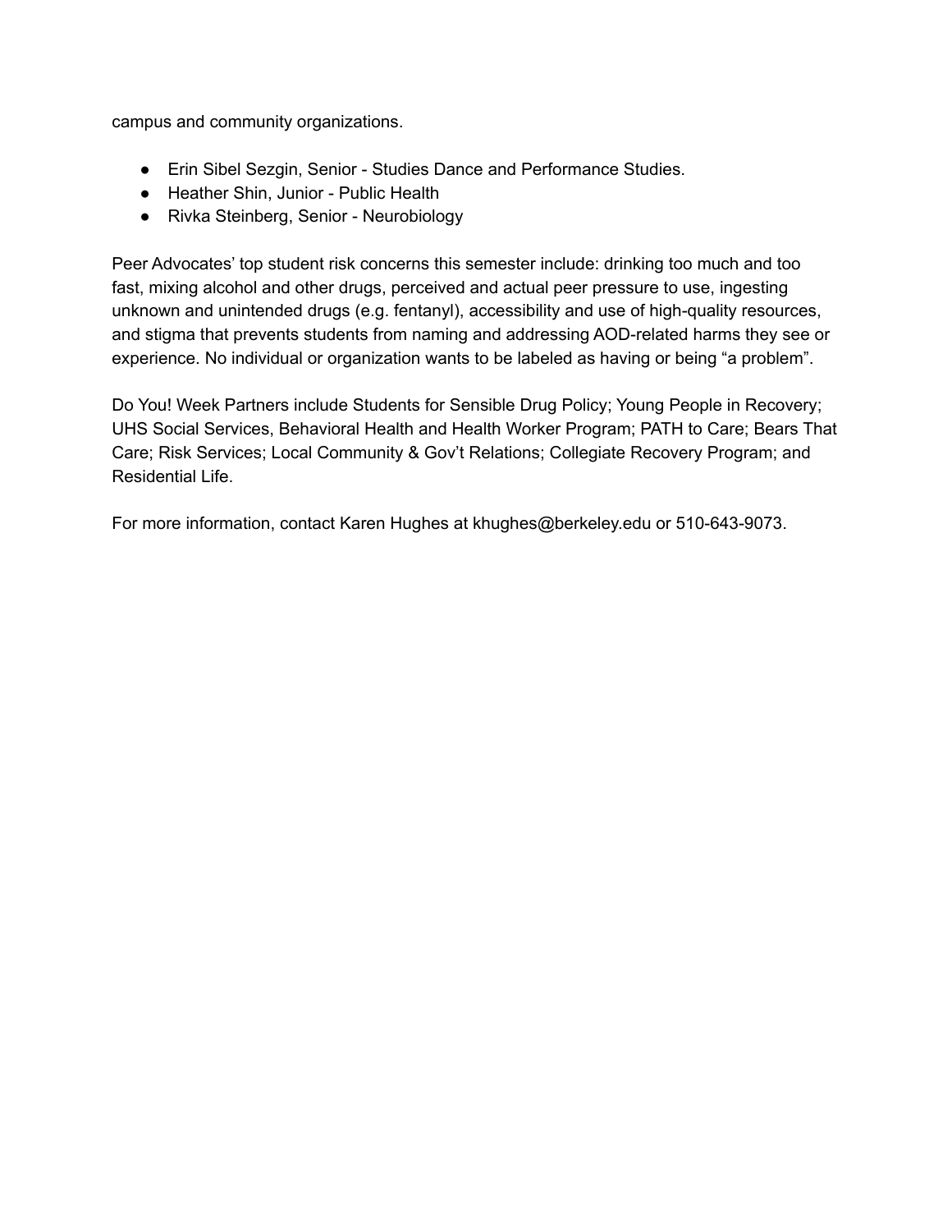campus and community organizations.

- Erin Sibel Sezgin, Senior - Studies Dance and Performance Studies.
- Heather Shin, Junior - Public Health
- Rivka Steinberg, Senior - Neurobiology

Peer Advocates' top student risk concerns this semester include: drinking too much and too fast, mixing alcohol and other drugs, perceived and actual peer pressure to use, ingesting unknown and unintended drugs (e.g. fentanyl), accessibility and use of high-quality resources, and stigma that prevents students from naming and addressing AOD-related harms they see or experience. No individual or organization wants to be labeled as having or being "a problem".

Do You! Week Partners include Students for Sensible Drug Policy; Young People in Recovery; UHS Social Services, Behavioral Health and Health Worker Program; PATH to Care; Bears That Care; Risk Services; Local Community & Gov't Relations; Collegiate Recovery Program; and Residential Life.

For more information, contact Karen Hughes at khughes@berkeley.edu or 510-643-9073.